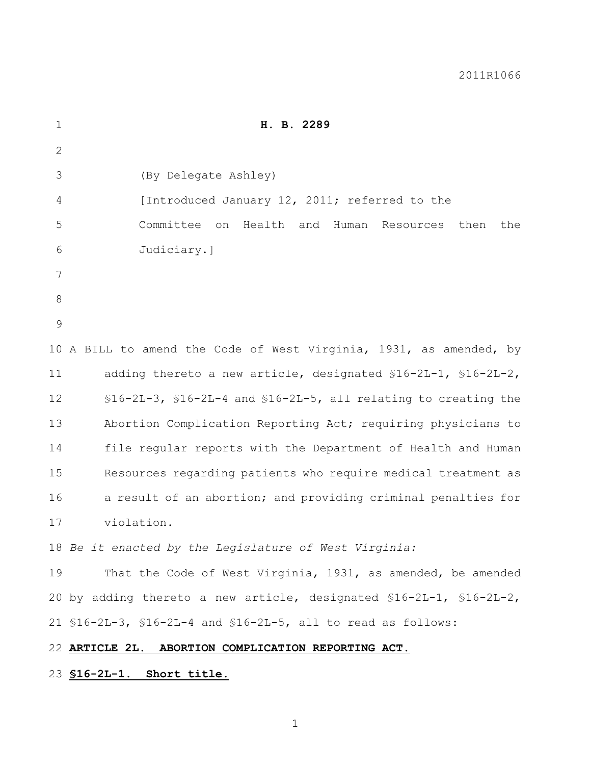2011R1066

# H. B. 2289

(By Delegate Ashley)

[Introduced January 12, 2011; referred to the Committee on Health and Human Resources then the Judiciary.]

A BILL to amend the Code of West Virginia, 1931, as amended, by adding thereto a new article, designated §16-2L-1, §16-2L-2, §16-2L-3, §16-2L-4 and §16-2L-5, all relating to creating the Abortion Complication Reporting Act; requiring physicians to file regular reports with the Department of Health and Human Resources regarding patients who require medical treatment as a result of an abortion; and providing criminal penalties for violation.

*Be it enacted by the Legislature of West Virginia:*

That the Code of West Virginia, 1931, as amended, be amended by adding thereto a new article, designated §16-2L-1, §16-2L-2, §16-2L-3, §16-2L-4 and §16-2L-5, all to read as follows:

## ARTICLE 2L. ABORTION COMPLICATION REPORTING ACT.

### §16-2L-1. Short title.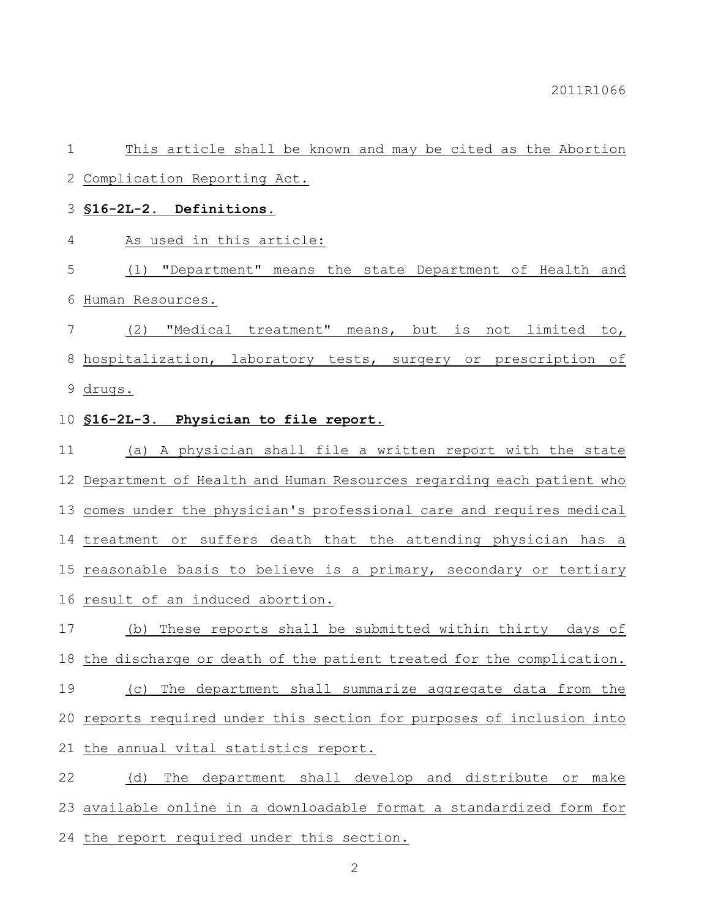This article shall be known and may be cited as the Abortion Complication Reporting Act.

**§16-2L-2. Definitions.**

As used in this article:

(1) "Department" means the state Department of Health and Human Resources.

(2) "Medical treatment" means, but is not limited to, hospitalization, laboratory tests, surgery or prescription of drugs.

**§16-2L-3. Physician to file report.**

(a) A physician shall file a written report with the state Department of Health and Human Resources regarding each patient who comes under the physician's professional care and requires medical treatment or suffers death that the attending physician has a reasonable basis to believe is a primary, secondary or tertiary result of an induced abortion.

(b) These reports shall be submitted within thirty days of the discharge or death of the patient treated for the complication.

(c) The department shall summarize aggregate data from the reports required under this section for purposes of inclusion into the annual vital statistics report.

(d) The department shall develop and distribute or make available online in a downloadable format a standardized form for the report required under this section.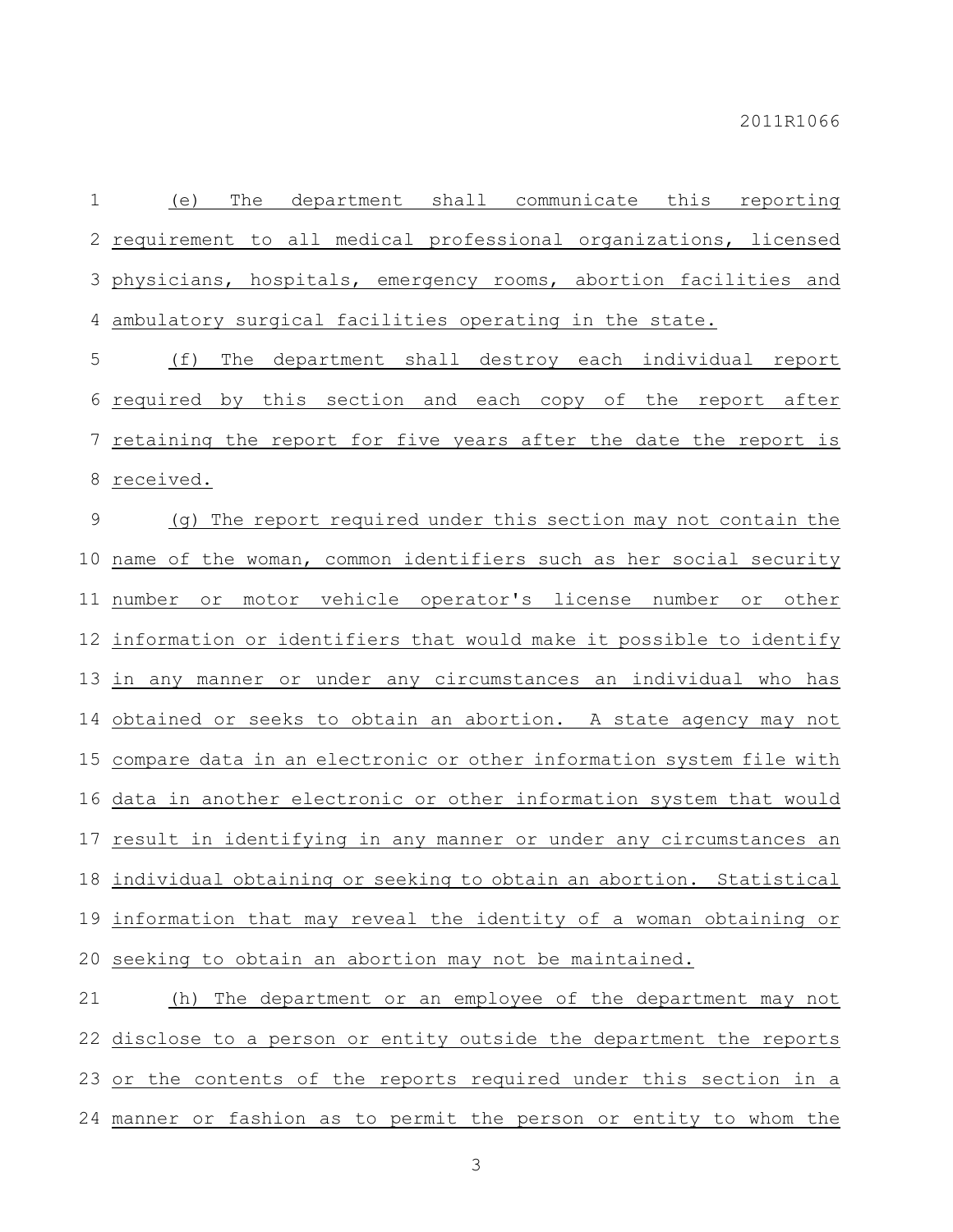(e) The department shall communicate this reporting requirement to all medical professional organizations, licensed physicians, hospitals, emergency rooms, abortion facilities and ambulatory surgical facilities operating in the state.

(f) The department shall destroy each individual report required by this section and each copy of the report after retaining the report for five years after the date the report is received.

(g) The report required under this section may not contain the name of the woman, common identifiers such as her social security number or motor vehicle operator's license number or other information or identifiers that would make it possible to identify in any manner or under any circumstances an individual who has obtained or seeks to obtain an abortion. A state agency may not compare data in an electronic or other information system file with data in another electronic or other information system that would result in identifying in any manner or under any circumstances an individual obtaining or seeking to obtain an abortion. Statistical information that may reveal the identity of a woman obtaining or seeking to obtain an abortion may not be maintained.

(h) The department or an employee of the department may not disclose to a person or entity outside the department the reports or the contents of the reports required under this section in a manner or fashion as to permit the person or entity to whom the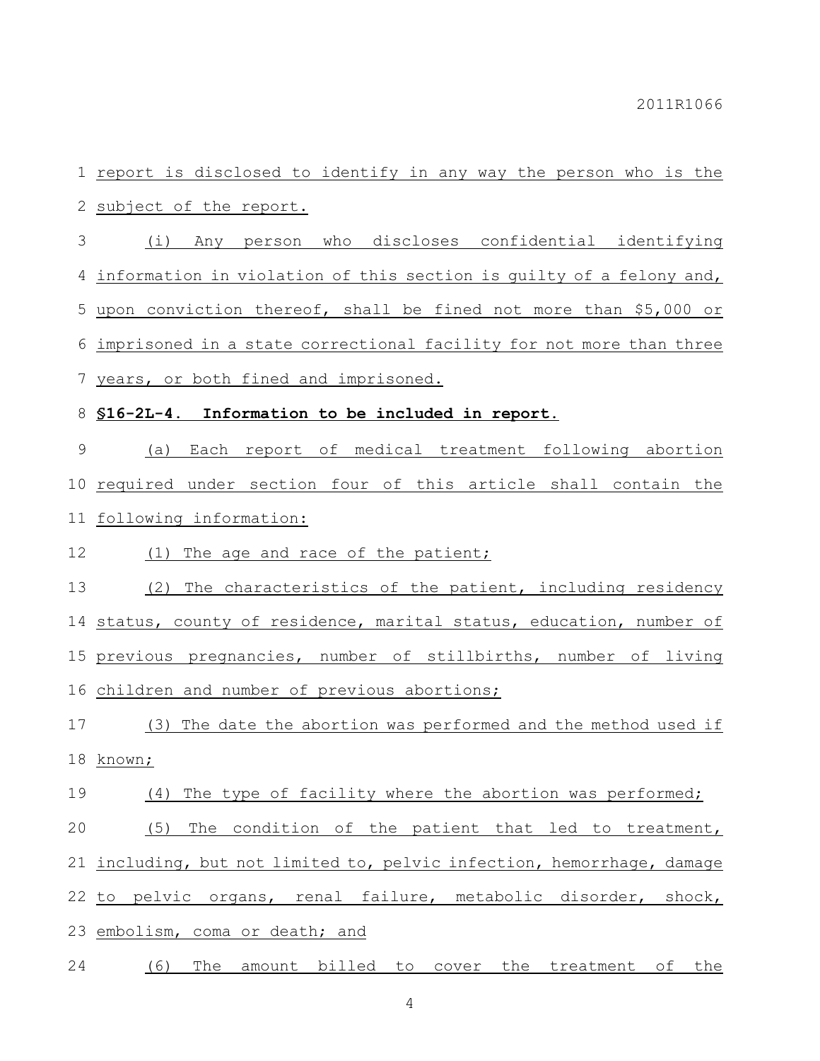report is disclosed to identify in any way the person who is the subject of the report.

(i) Any person who discloses confidential identifying information in violation of this section is guilty of a felony and, upon conviction thereof, shall be fined not more than $5,000 or imprisoned in a state correctional facility for not more than three years, or both fined and imprisoned.

**§16-2L-4. Information to be included in report.**

(a) Each report of medical treatment following abortion required under section four of this article shall contain the following information:

(1) The age and race of the patient;

(2) The characteristics of the patient, including residency status, county of residence, marital status, education, number of previous pregnancies, number of stillbirths, number of living children and number of previous abortions;

(3) The date the abortion was performed and the method used if known;

(4) The type of facility where the abortion was performed;

(5) The condition of the patient that led to treatment, including, but not limited to, pelvic infection, hemorrhage, damage to pelvic organs, renal failure, metabolic disorder, shock, embolism, coma or death; and

(6) The amount billed to cover the treatment of the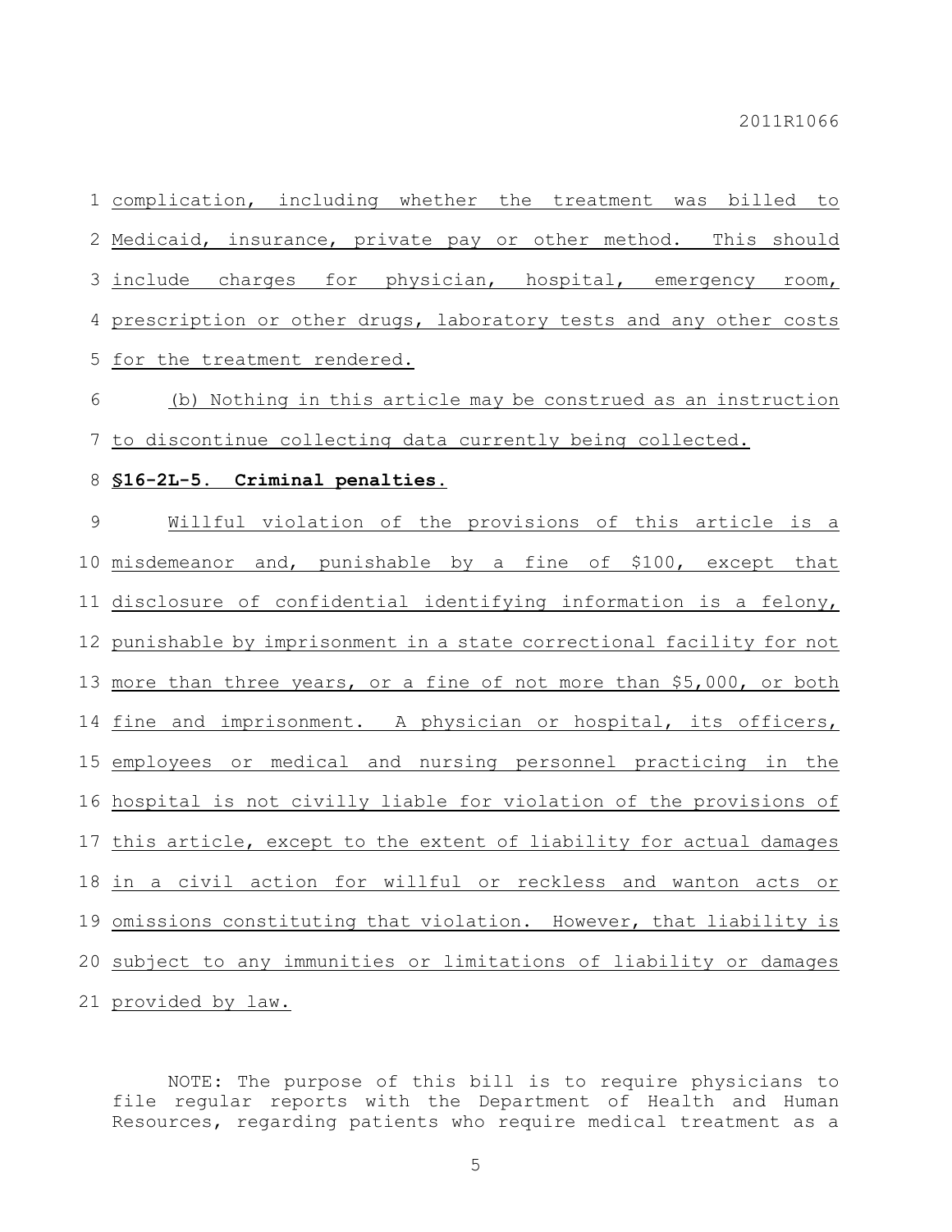complication, including whether the treatment was billed to Medicaid, insurance, private pay or other method. This should include charges for physician, hospital, emergency room, prescription or other drugs, laboratory tests and any other costs for the treatment rendered.

(b) Nothing in this article may be construed as an instruction to discontinue collecting data currently being collected.

**§16-2L-5. Criminal penalties.**

Willful violation of the provisions of this article is a misdemeanor and, punishable by a fine of $100, except that disclosure of confidential identifying information is a felony, punishable by imprisonment in a state correctional facility for not more than three years, or a fine of not more than $5,000, or both fine and imprisonment. A physician or hospital, its officers, employees or medical and nursing personnel practicing in the hospital is not civilly liable for violation of the provisions of this article, except to the extent of liability for actual damages in a civil action for willful or reckless and wanton acts or omissions constituting that violation. However, that liability is subject to any immunities or limitations of liability or damages provided by law.

NOTE: The purpose of this bill is to require physicians to file regular reports with the Department of Health and Human Resources, regarding patients who require medical treatment as a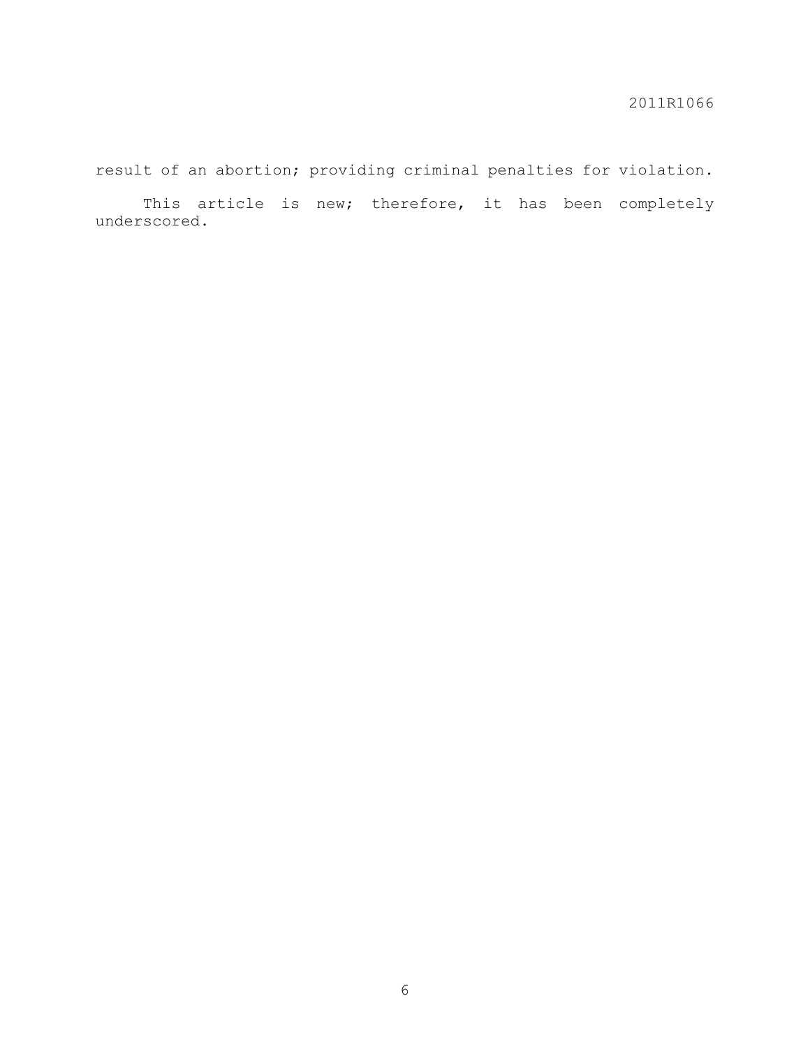result of an abortion; providing criminal penalties for violation.

This article is new; therefore, it has been completely underscored.